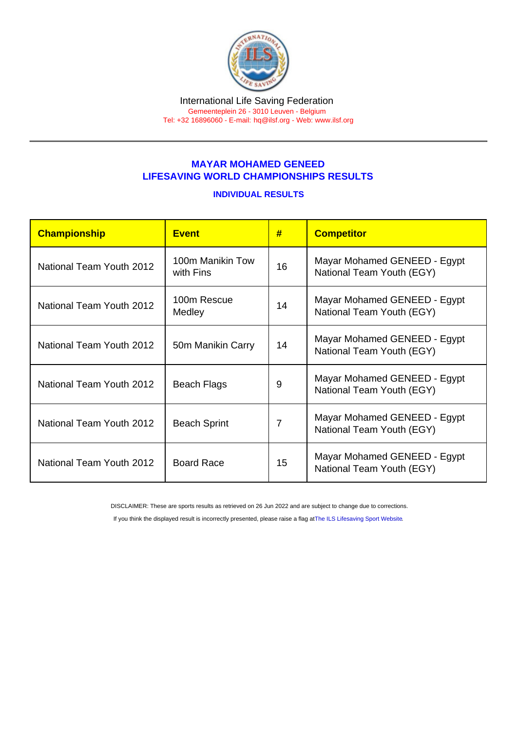International Life Saving Federation

Gemeenteplein 26 - 3010 Leuven - Belgium

Tel: +32 16896060 - E-mail: hq@ilsf.org - Web: www.ilsf.org

## MAYAR MOHAMED GENEED
## LIFESAVING WORLD CHAMPIONSHIPS RESULTS

### INDIVIDUAL RESULTS

| Championship | Event | # | Competitor |
|---|---|---|---|
| National Team Youth 2012 | 100m Manikin Tow with Fins | 16 | Mayar Mohamed GENEED - Egypt National Team Youth (EGY) |
| National Team Youth 2012 | 100m Rescue Medley | 14 | Mayar Mohamed GENEED - Egypt National Team Youth (EGY) |
| National Team Youth 2012 | 50m Manikin Carry | 14 | Mayar Mohamed GENEED - Egypt National Team Youth (EGY) |
| National Team Youth 2012 | Beach Flags | 9 | Mayar Mohamed GENEED - Egypt National Team Youth (EGY) |
| National Team Youth 2012 | Beach Sprint | 7 | Mayar Mohamed GENEED - Egypt National Team Youth (EGY) |
| National Team Youth 2012 | Board Race | 15 | Mayar Mohamed GENEED - Egypt National Team Youth (EGY) |

DISCLAIMER: These are sports results as retrieved on 26 Jun 2022 and are subject to change due to corrections.

If you think the displayed result is incorrectly presented, please raise a flag at The ILS Lifesaving Sport Website.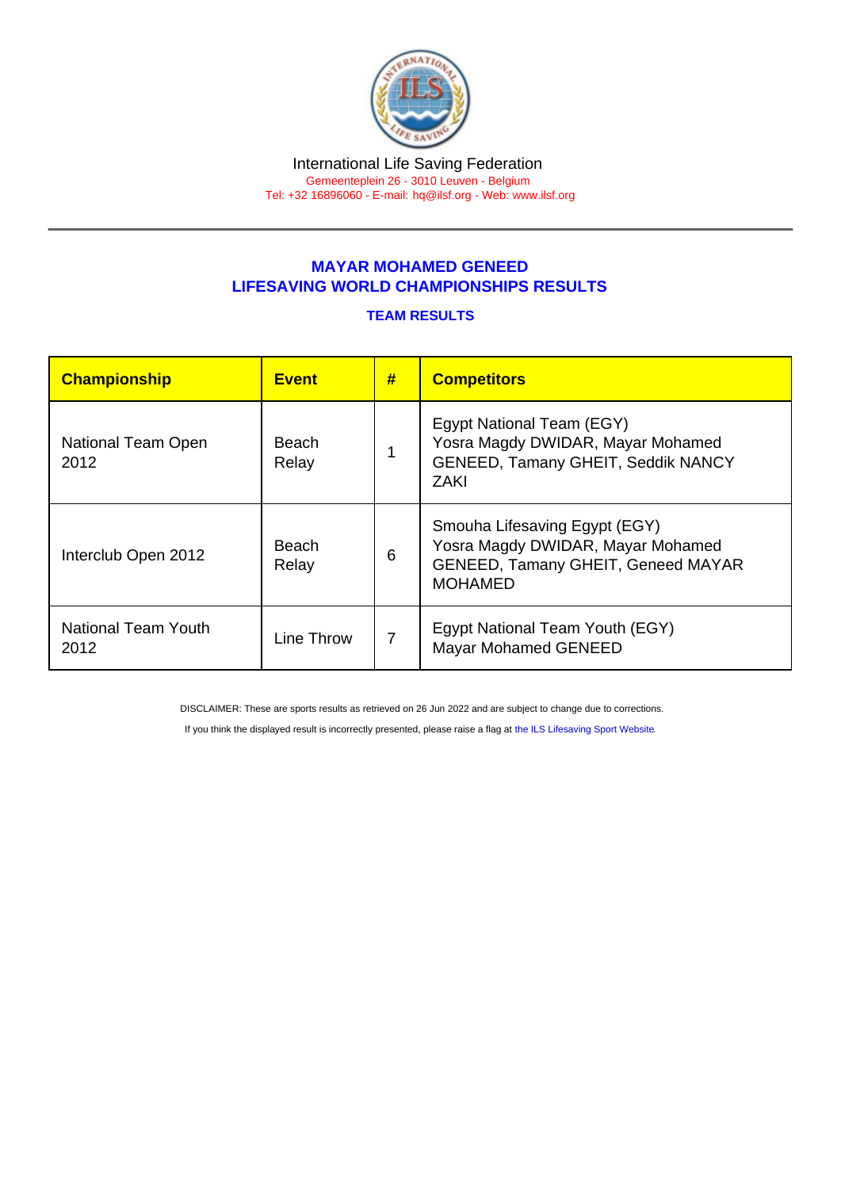International Life Saving Federation
Gemeenteplein 26 - 3010 Leuven - Belgium
Tel: +32 16896060 - E-mail: hq@ilsf.org - Web: www.ilsf.org

## MAYAR MOHAMED GENEED
## LIFESAVING WORLD CHAMPIONSHIPS RESULTS

### TEAM RESULTS

| Championship | Event | # | Competitors |
|---|---|---|---|
| National Team Open 2012 | Beach Relay | 1 | Egypt National Team (EGY) Yosra Magdy DWIDAR, Mayar Mohamed GENEED, Tamany GHEIT, Seddik NANCY ZAKI |
| Interclub Open 2012 | Beach Relay | 6 | Smouha Lifesaving Egypt (EGY) Yosra Magdy DWIDAR, Mayar Mohamed GENEED, Tamany GHEIT, Geneed MAYAR MOHAMED |
| National Team Youth 2012 | Line Throw | 7 | Egypt National Team Youth (EGY) Mayar Mohamed GENEED |

DISCLAIMER: These are sports results as retrieved on 26 Jun 2022 and are subject to change due to corrections.

If you think the displayed result is incorrectly presented, please raise a flag at the ILS Lifesaving Sport Website.